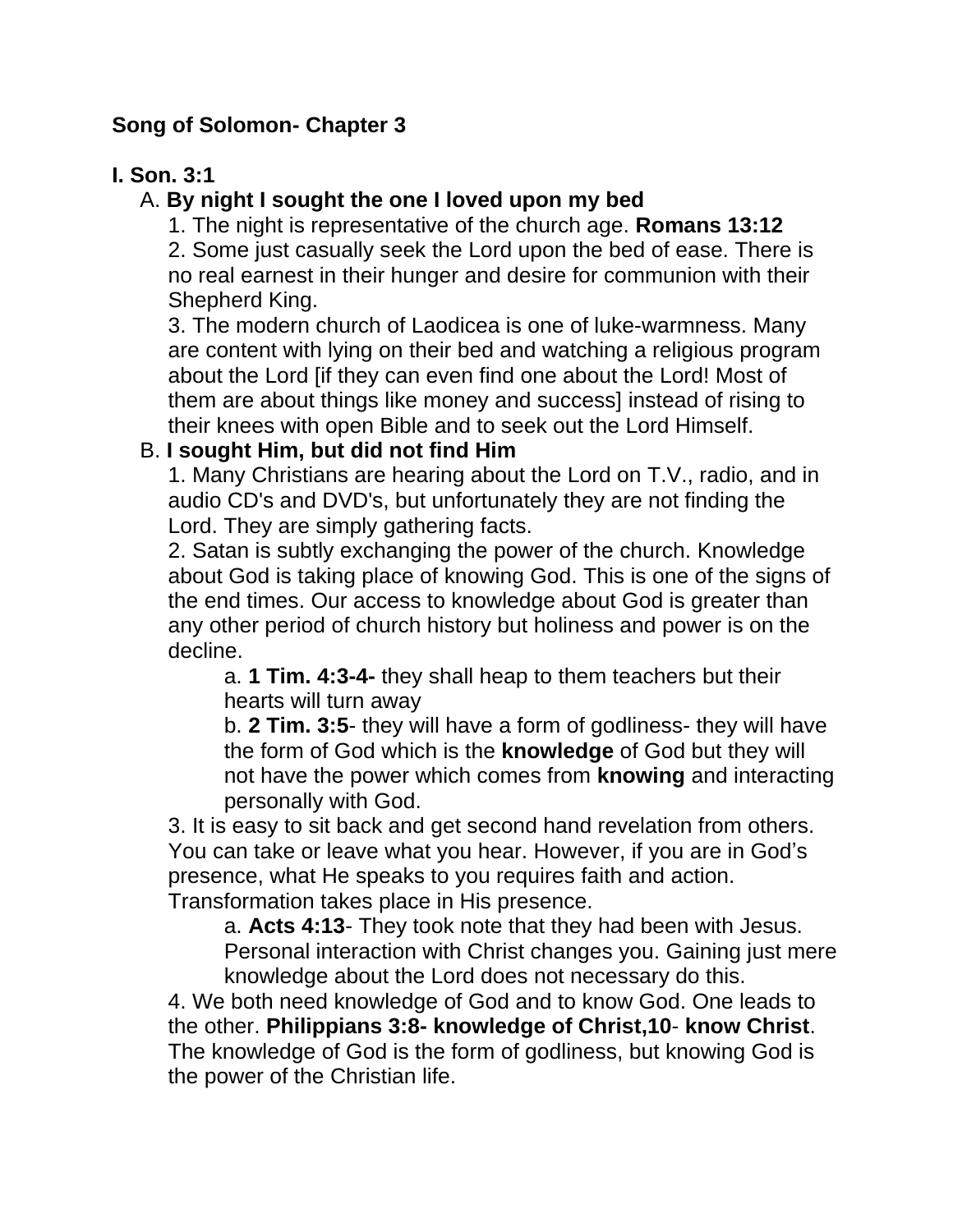**Song of Solomon- Chapter 3**

**I. Son. 3:1**

A. **By night I sought the one I loved upon my bed**

1. The night is representative of the church age. **Romans 13:12**

2. Some just casually seek the Lord upon the bed of ease. There is no real earnest in their hunger and desire for communion with their Shepherd King.

3. The modern church of Laodicea is one of luke-warmness. Many are content with lying on their bed and watching a religious program about the Lord [if they can even find one about the Lord! Most of them are about things like money and success] instead of rising to their knees with open Bible and to seek out the Lord Himself.

B. **I sought Him, but did not find Him**

1. Many Christians are hearing about the Lord on T.V., radio, and in audio CD's and DVD's, but unfortunately they are not finding the Lord. They are simply gathering facts.

2. Satan is subtly exchanging the power of the church. Knowledge about God is taking place of knowing God. This is one of the signs of the end times. Our access to knowledge about God is greater than any other period of church history but holiness and power is on the decline.

a. **1 Tim. 4:3-4-** they shall heap to them teachers but their hearts will turn away

b. **2 Tim. 3:5**- they will have a form of godliness- they will have the form of God which is the **knowledge** of God but they will not have the power which comes from **knowing** and interacting personally with God.

3. It is easy to sit back and get second hand revelation from others. You can take or leave what you hear. However, if you are in God's presence, what He speaks to you requires faith and action. Transformation takes place in His presence.

a. **Acts 4:13**- They took note that they had been with Jesus. Personal interaction with Christ changes you. Gaining just mere knowledge about the Lord does not necessary do this.

4. We both need knowledge of God and to know God. One leads to the other. **Philippians 3:8- knowledge of Christ,10**- **know Christ**. The knowledge of God is the form of godliness, but knowing God is the power of the Christian life.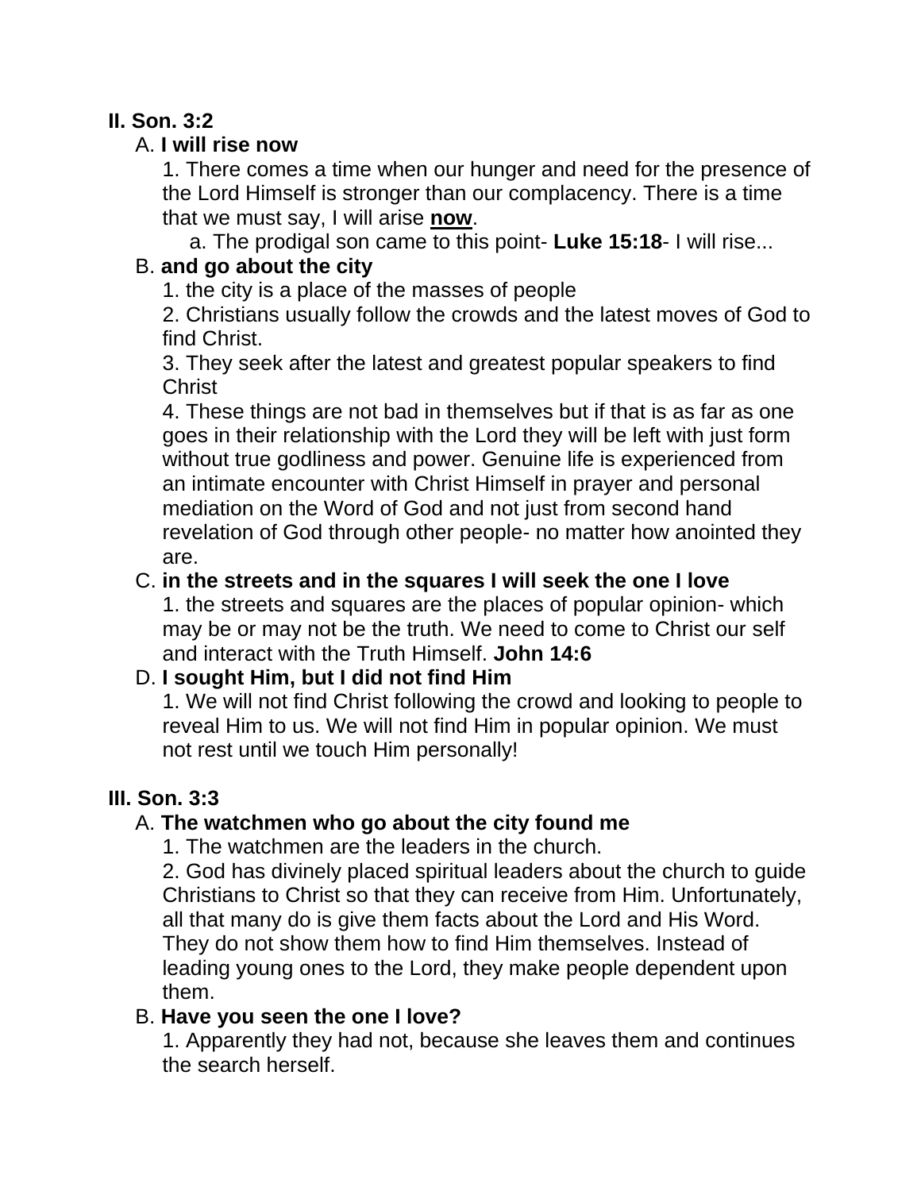**II. Son. 3:2**

A. **I will rise now**

1. There comes a time when our hunger and need for the presence of the Lord Himself is stronger than our complacency. There is a time that we must say, I will arise **now**.

a. The prodigal son came to this point- **Luke 15:18**- I will rise...

B. **and go about the city**

1. the city is a place of the masses of people

2. Christians usually follow the crowds and the latest moves of God to find Christ.

3. They seek after the latest and greatest popular speakers to find Christ

4. These things are not bad in themselves but if that is as far as one goes in their relationship with the Lord they will be left with just form without true godliness and power. Genuine life is experienced from an intimate encounter with Christ Himself in prayer and personal mediation on the Word of God and not just from second hand revelation of God through other people- no matter how anointed they are.

C. **in the streets and in the squares I will seek the one I love**

1. the streets and squares are the places of popular opinion- which may be or may not be the truth. We need to come to Christ our self and interact with the Truth Himself. **John 14:6**

D. **I sought Him, but I did not find Him**

1. We will not find Christ following the crowd and looking to people to reveal Him to us. We will not find Him in popular opinion. We must not rest until we touch Him personally!

**III. Son. 3:3**

A. **The watchmen who go about the city found me**

1. The watchmen are the leaders in the church.

2. God has divinely placed spiritual leaders about the church to guide Christians to Christ so that they can receive from Him. Unfortunately, all that many do is give them facts about the Lord and His Word. They do not show them how to find Him themselves. Instead of leading young ones to the Lord, they make people dependent upon them.

B. **Have you seen the one I love?**

1. Apparently they had not, because she leaves them and continues the search herself.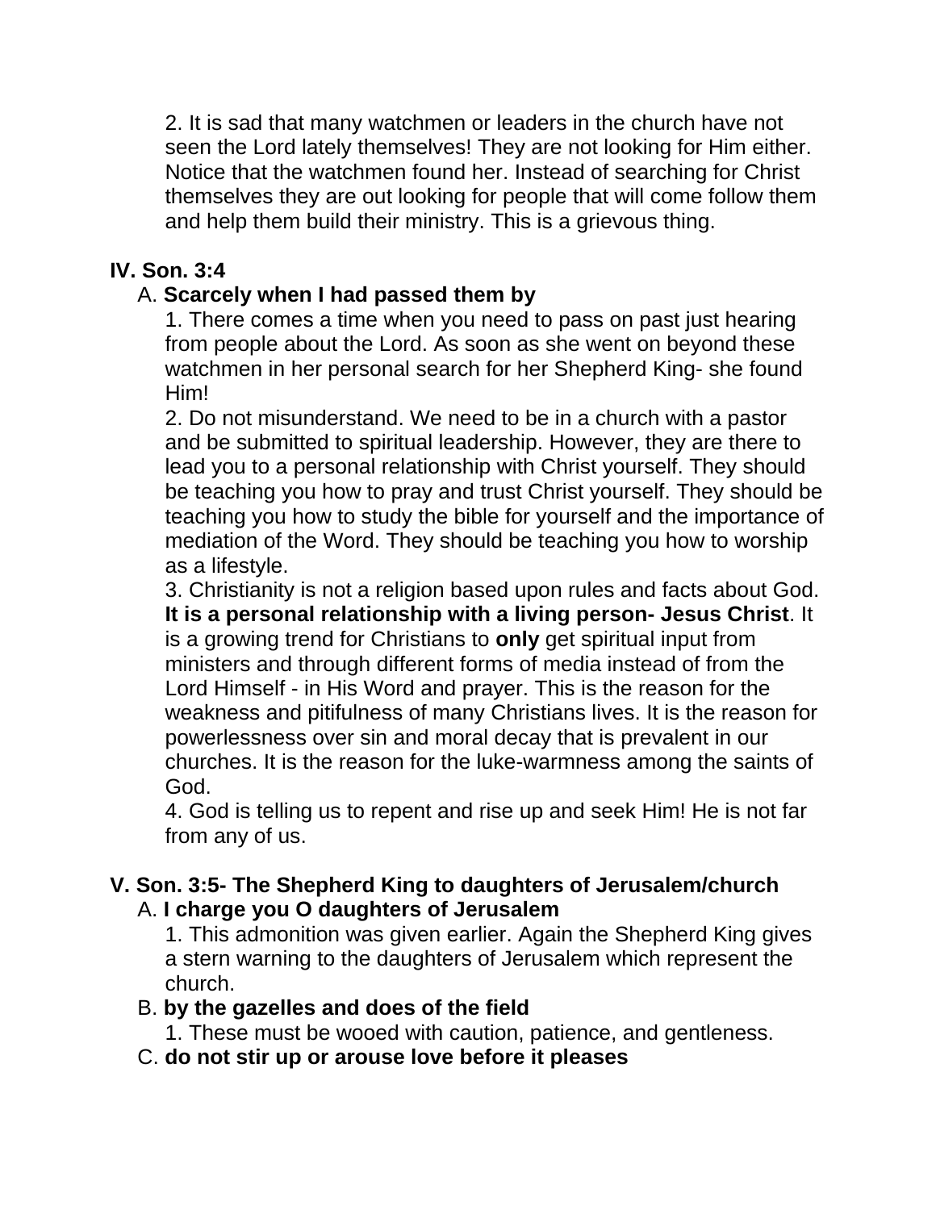2. It is sad that many watchmen or leaders in the church have not seen the Lord lately themselves! They are not looking for Him either. Notice that the watchmen found her. Instead of searching for Christ themselves they are out looking for people that will come follow them and help them build their ministry. This is a grievous thing.

## IV. Son. 3:4

A. **Scarcely when I had passed them by**

1. There comes a time when you need to pass on past just hearing from people about the Lord. As soon as she went on beyond these watchmen in her personal search for her Shepherd King- she found Him!
2. Do not misunderstand. We need to be in a church with a pastor and be submitted to spiritual leadership. However, they are there to lead you to a personal relationship with Christ yourself. They should be teaching you how to pray and trust Christ yourself. They should be teaching you how to study the bible for yourself and the importance of mediation of the Word. They should be teaching you how to worship as a lifestyle.
3. Christianity is not a religion based upon rules and facts about God. **It is a personal relationship with a living person- Jesus Christ**. It is a growing trend for Christians to **only** get spiritual input from ministers and through different forms of media instead of from the Lord Himself - in His Word and prayer. This is the reason for the weakness and pitifulness of many Christians lives. It is the reason for powerlessness over sin and moral decay that is prevalent in our churches. It is the reason for the luke-warmness among the saints of God.
4. God is telling us to repent and rise up and seek Him! He is not far from any of us.

## V. Son. 3:5- The Shepherd King to daughters of Jerusalem/church

A. **I charge you O daughters of Jerusalem**

1. This admonition was given earlier. Again the Shepherd King gives a stern warning to the daughters of Jerusalem which represent the church.

B. **by the gazelles and does of the field**

1. These must be wooed with caution, patience, and gentleness.

C. **do not stir up or arouse love before it pleases**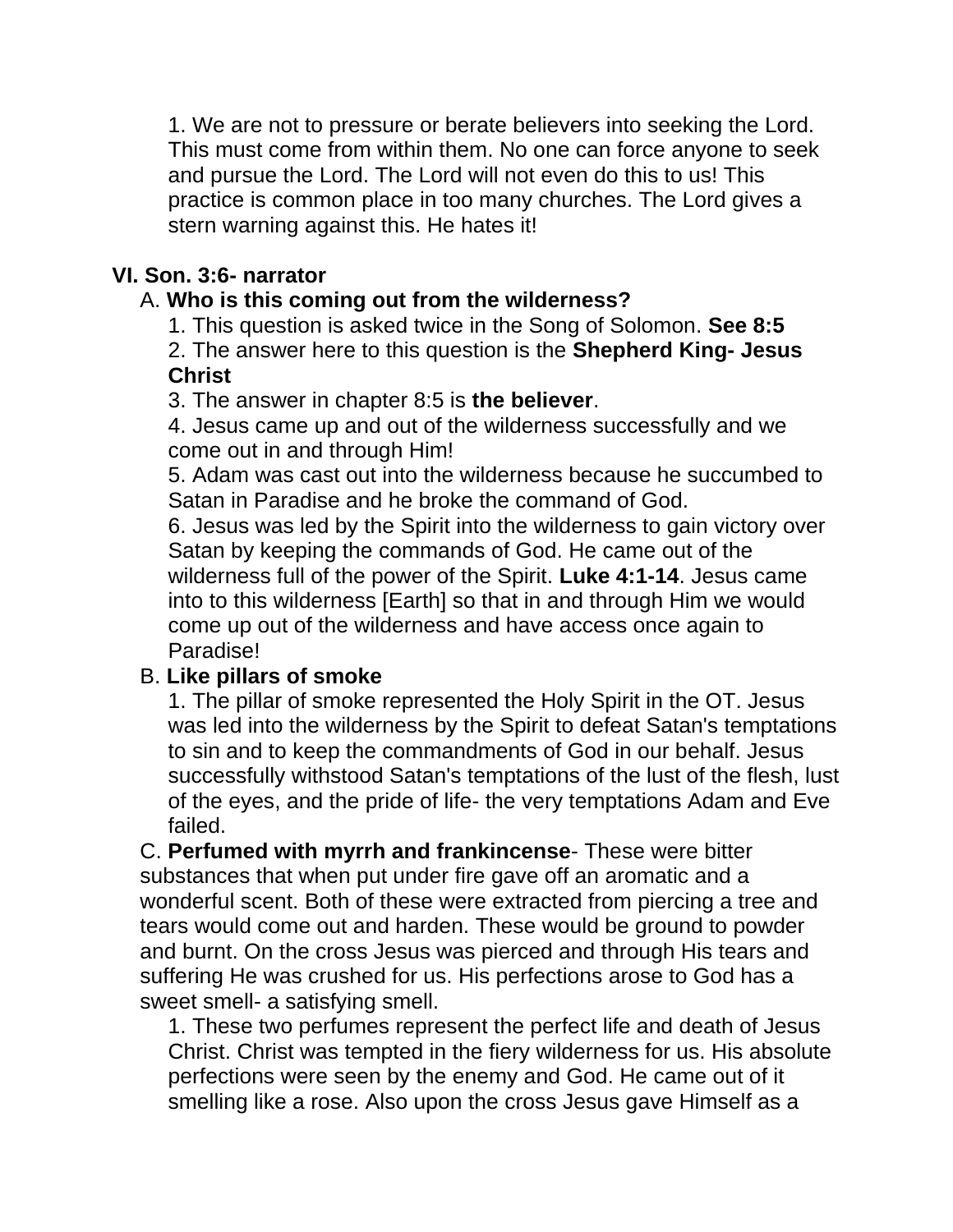1. We are not to pressure or berate believers into seeking the Lord. This must come from within them. No one can force anyone to seek and pursue the Lord. The Lord will not even do this to us! This practice is common place in too many churches. The Lord gives a stern warning against this. He hates it!

**VI. Son. 3:6- narrator**

A. **Who is this coming out from the wilderness?**

1. This question is asked twice in the Song of Solomon. **See 8:5**
2. The answer here to this question is the **Shepherd King- Jesus Christ**
3. The answer in chapter 8:5 is **the believer**.
4. Jesus came up and out of the wilderness successfully and we come out in and through Him!
5. Adam was cast out into the wilderness because he succumbed to Satan in Paradise and he broke the command of God.
6. Jesus was led by the Spirit into the wilderness to gain victory over Satan by keeping the commands of God. He came out of the wilderness full of the power of the Spirit. **Luke 4:1-14**. Jesus came into to this wilderness [Earth] so that in and through Him we would come up out of the wilderness and have access once again to Paradise!

B. **Like pillars of smoke**

1. The pillar of smoke represented the Holy Spirit in the OT. Jesus was led into the wilderness by the Spirit to defeat Satan's temptations to sin and to keep the commandments of God in our behalf. Jesus successfully withstood Satan's temptations of the lust of the flesh, lust of the eyes, and the pride of life- the very temptations Adam and Eve failed.

C. **Perfumed with myrrh and frankincense**- These were bitter substances that when put under fire gave off an aromatic and a wonderful scent. Both of these were extracted from piercing a tree and tears would come out and harden. These would be ground to powder and burnt. On the cross Jesus was pierced and through His tears and suffering He was crushed for us. His perfections arose to God has a sweet smell- a satisfying smell.

1. These two perfumes represent the perfect life and death of Jesus Christ. Christ was tempted in the fiery wilderness for us. His absolute perfections were seen by the enemy and God. He came out of it smelling like a rose. Also upon the cross Jesus gave Himself as a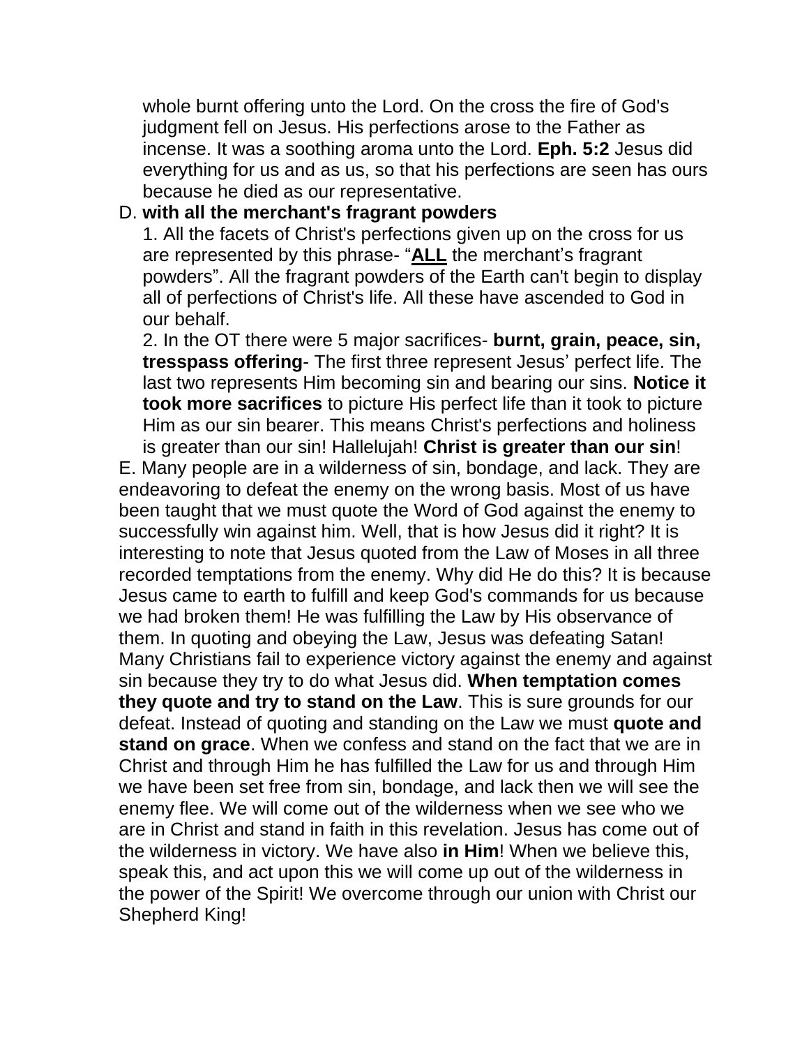whole burnt offering unto the Lord. On the cross the fire of God's judgment fell on Jesus. His perfections arose to the Father as incense. It was a soothing aroma unto the Lord. **Eph. 5:2** Jesus did everything for us and as us, so that his perfections are seen has ours because he died as our representative.

D. **with all the merchant's fragrant powders**

1. All the facets of Christ's perfections given up on the cross for us are represented by this phrase- "**<u>ALL</u>** the merchant's fragrant powders". All the fragrant powders of the Earth can't begin to display all of perfections of Christ's life. All these have ascended to God in our behalf.

2. In the OT there were 5 major sacrifices- **burnt, grain, peace, sin, tresspass offering**- The first three represent Jesus' perfect life. The last two represents Him becoming sin and bearing our sins. **Notice it took more sacrifices** to picture His perfect life than it took to picture Him as our sin bearer. This means Christ's perfections and holiness is greater than our sin! Hallelujah! **Christ is greater than our sin**!

E. Many people are in a wilderness of sin, bondage, and lack. They are endeavoring to defeat the enemy on the wrong basis. Most of us have been taught that we must quote the Word of God against the enemy to successfully win against him. Well, that is how Jesus did it right? It is interesting to note that Jesus quoted from the Law of Moses in all three recorded temptations from the enemy. Why did He do this? It is because Jesus came to earth to fulfill and keep God's commands for us because we had broken them! He was fulfilling the Law by His observance of them. In quoting and obeying the Law, Jesus was defeating Satan! Many Christians fail to experience victory against the enemy and against sin because they try to do what Jesus did. **When temptation comes they quote and try to stand on the Law**. This is sure grounds for our defeat. Instead of quoting and standing on the Law we must **quote and stand on grace**. When we confess and stand on the fact that we are in Christ and through Him he has fulfilled the Law for us and through Him we have been set free from sin, bondage, and lack then we will see the enemy flee. We will come out of the wilderness when we see who we are in Christ and stand in faith in this revelation. Jesus has come out of the wilderness in victory. We have also **in Him**! When we believe this, speak this, and act upon this we will come up out of the wilderness in the power of the Spirit! We overcome through our union with Christ our Shepherd King!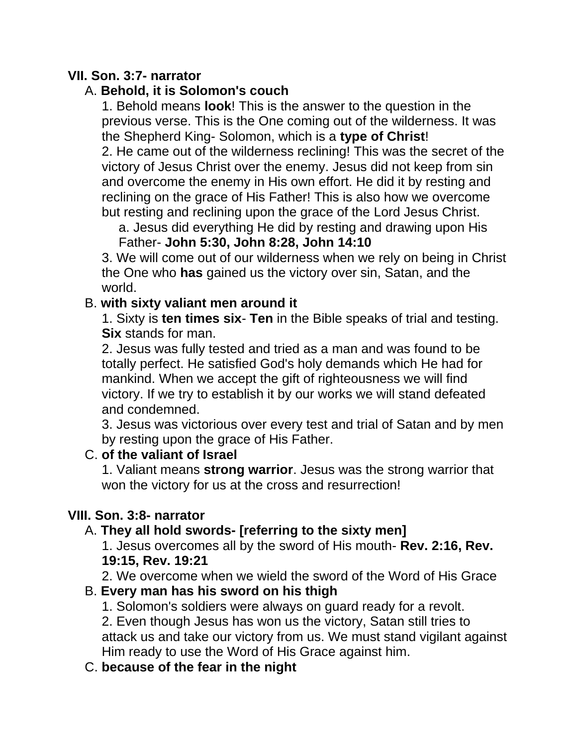**VII. Son. 3:7- narrator**

A. **Behold, it is Solomon's couch**

1. Behold means **look**! This is the answer to the question in the previous verse. This is the One coming out of the wilderness. It was the Shepherd King- Solomon, which is a **type of Christ**!

2. He came out of the wilderness reclining! This was the secret of the victory of Jesus Christ over the enemy. Jesus did not keep from sin and overcome the enemy in His own effort. He did it by resting and reclining on the grace of His Father! This is also how we overcome but resting and reclining upon the grace of the Lord Jesus Christ.

a. Jesus did everything He did by resting and drawing upon His Father- **John 5:30, John 8:28, John 14:10**

3. We will come out of our wilderness when we rely on being in Christ the One who **has** gained us the victory over sin, Satan, and the world.

B. **with sixty valiant men around it**

1. Sixty is **ten times six**- **Ten** in the Bible speaks of trial and testing. **Six** stands for man.

2. Jesus was fully tested and tried as a man and was found to be totally perfect. He satisfied God's holy demands which He had for mankind. When we accept the gift of righteousness we will find victory. If we try to establish it by our works we will stand defeated and condemned.

3. Jesus was victorious over every test and trial of Satan and by men by resting upon the grace of His Father.

C. **of the valiant of Israel**

1. Valiant means **strong warrior**. Jesus was the strong warrior that won the victory for us at the cross and resurrection!

**VIII. Son. 3:8- narrator**

A. **They all hold swords- [referring to the sixty men]**

1. Jesus overcomes all by the sword of His mouth- **Rev. 2:16, Rev. 19:15, Rev. 19:21**

2. We overcome when we wield the sword of the Word of His Grace

B. **Every man has his sword on his thigh**

1. Solomon's soldiers were always on guard ready for a revolt.

2. Even though Jesus has won us the victory, Satan still tries to attack us and take our victory from us. We must stand vigilant against Him ready to use the Word of His Grace against him.

C. **because of the fear in the night**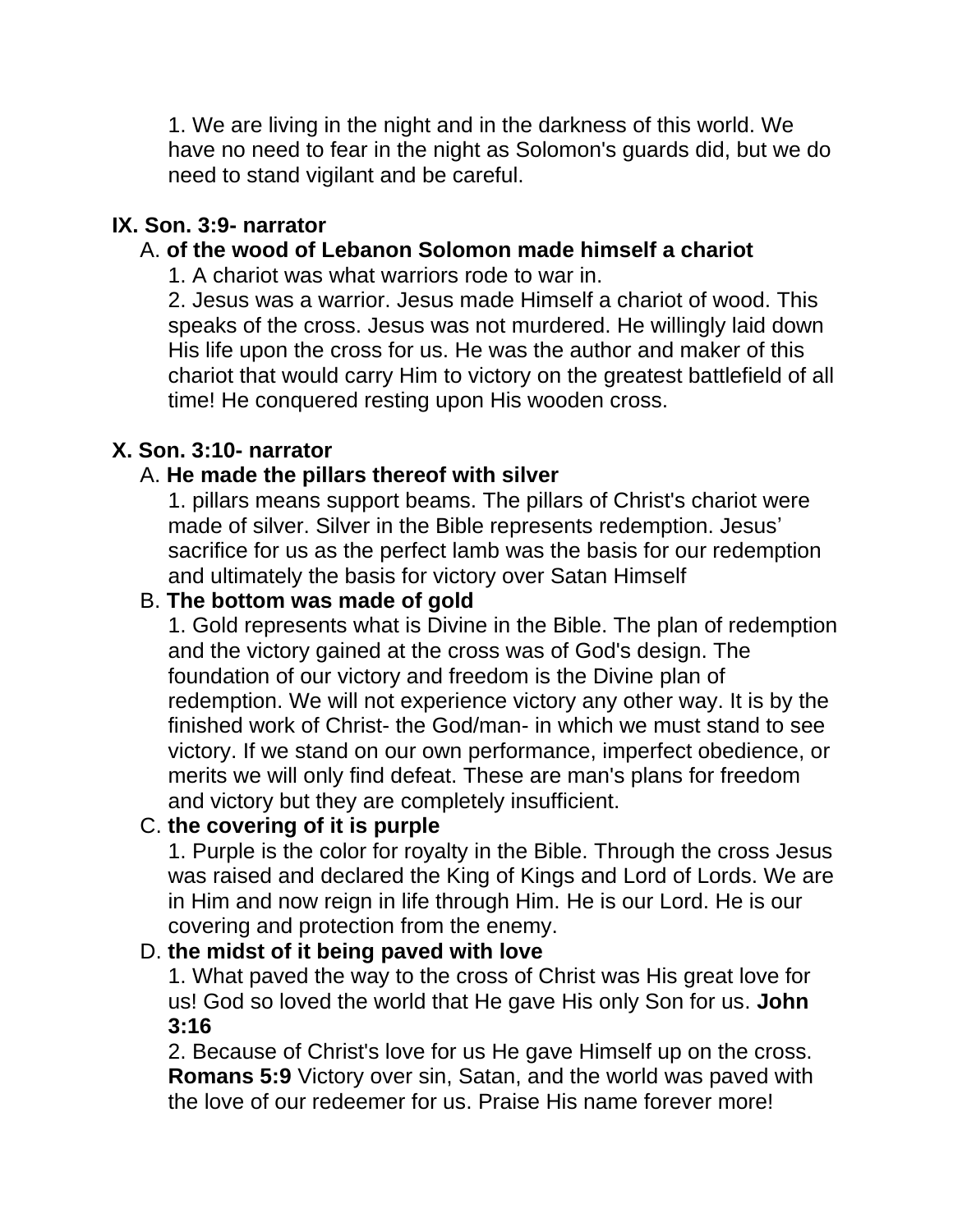1. We are living in the night and in the darkness of this world. We have no need to fear in the night as Solomon's guards did, but we do need to stand vigilant and be careful.

**IX. Son. 3:9- narrator**

A. **of the wood of Lebanon Solomon made himself a chariot**

1. A chariot was what warriors rode to war in.

2. Jesus was a warrior. Jesus made Himself a chariot of wood. This speaks of the cross. Jesus was not murdered. He willingly laid down His life upon the cross for us. He was the author and maker of this chariot that would carry Him to victory on the greatest battlefield of all time! He conquered resting upon His wooden cross.

**X. Son. 3:10- narrator**

A. **He made the pillars thereof with silver**

1. pillars means support beams. The pillars of Christ's chariot were made of silver. Silver in the Bible represents redemption. Jesus' sacrifice for us as the perfect lamb was the basis for our redemption and ultimately the basis for victory over Satan Himself

B. **The bottom was made of gold**

1. Gold represents what is Divine in the Bible. The plan of redemption and the victory gained at the cross was of God's design. The foundation of our victory and freedom is the Divine plan of redemption. We will not experience victory any other way. It is by the finished work of Christ- the God/man- in which we must stand to see victory. If we stand on our own performance, imperfect obedience, or merits we will only find defeat. These are man's plans for freedom and victory but they are completely insufficient.

C. **the covering of it is purple**

1. Purple is the color for royalty in the Bible. Through the cross Jesus was raised and declared the King of Kings and Lord of Lords. We are in Him and now reign in life through Him. He is our Lord. He is our covering and protection from the enemy.

D. **the midst of it being paved with love**

1. What paved the way to the cross of Christ was His great love for us! God so loved the world that He gave His only Son for us. **John 3:16**

2. Because of Christ's love for us He gave Himself up on the cross. **Romans 5:9** Victory over sin, Satan, and the world was paved with the love of our redeemer for us. Praise His name forever more!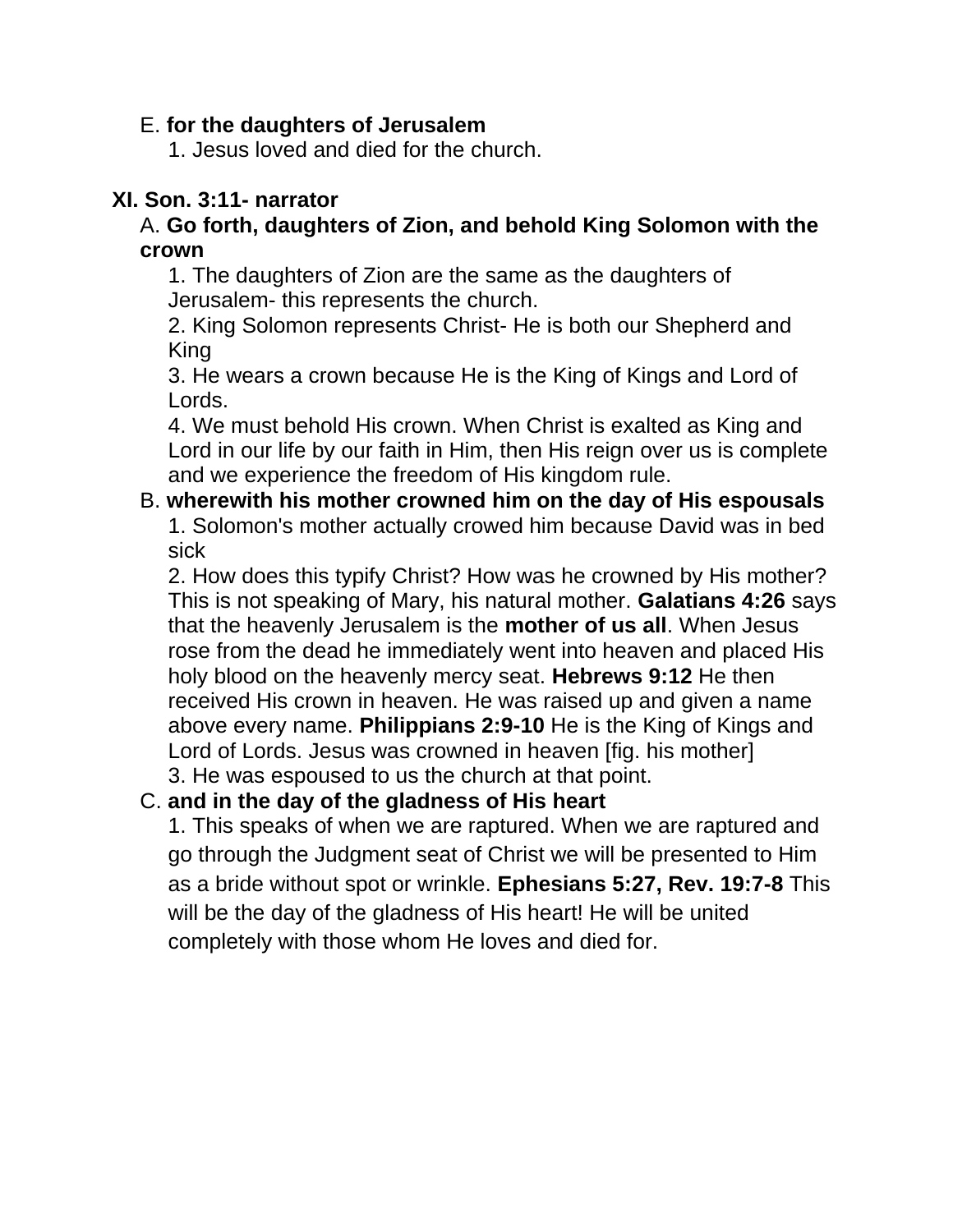E. **for the daughters of Jerusalem**

1. Jesus loved and died for the church.

**XI. Son. 3:11- narrator**

A. **Go forth, daughters of Zion, and behold King Solomon with the crown**

1. The daughters of Zion are the same as the daughters of Jerusalem- this represents the church.
2. King Solomon represents Christ- He is both our Shepherd and King
3. He wears a crown because He is the King of Kings and Lord of Lords.
4. We must behold His crown. When Christ is exalted as King and Lord in our life by our faith in Him, then His reign over us is complete and we experience the freedom of His kingdom rule.

B. **wherewith his mother crowned him on the day of His espousals**

1. Solomon's mother actually crowed him because David was in bed sick
2. How does this typify Christ? How was he crowned by His mother? This is not speaking of Mary, his natural mother. **Galatians 4:26** says that the heavenly Jerusalem is the **mother of us all**. When Jesus rose from the dead he immediately went into heaven and placed His holy blood on the heavenly mercy seat. **Hebrews 9:12** He then received His crown in heaven. He was raised up and given a name above every name. **Philippians 2:9-10** He is the King of Kings and Lord of Lords. Jesus was crowned in heaven [fig. his mother]
3. He was espoused to us the church at that point.

C. **and in the day of the gladness of His heart**

1. This speaks of when we are raptured. When we are raptured and go through the Judgment seat of Christ we will be presented to Him as a bride without spot or wrinkle. **Ephesians 5:27, Rev. 19:7-8** This will be the day of the gladness of His heart! He will be united completely with those whom He loves and died for.